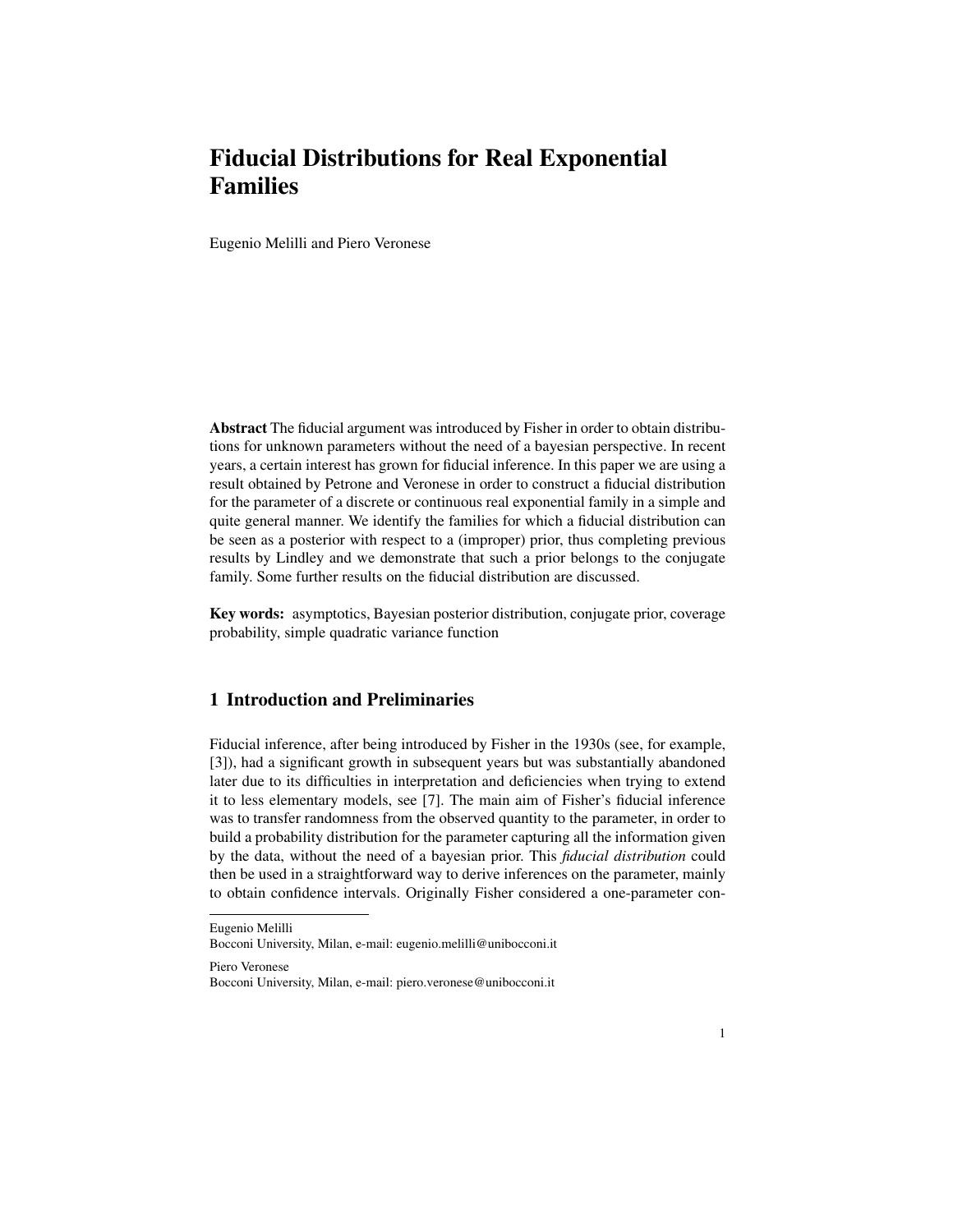# Fiducial Distributions for Real Exponential Families

Eugenio Melilli and Piero Veronese

**Abstract** The fiducial argument was introduced by Fisher in order to obtain distributions for unknown parameters without the need of a bayesian perspective. In recent years, a certain interest has grown for fiducial inference. In this paper we are using a result obtained by Petrone and Veronese in order to construct a fiducial distribution for the parameter of a discrete or continuous real exponential family in a simple and quite general manner. We identify the families for which a fiducial distribution can be seen as a posterior with respect to a (improper) prior, thus completing previous results by Lindley and we demonstrate that such a prior belongs to the conjugate family. Some further results on the fiducial distribution are discussed.

**Key words:** asymptotics, Bayesian posterior distribution, conjugate prior, coverage probability, simple quadratic variance function

## 1 Introduction and Preliminaries

Fiducial inference, after being introduced by Fisher in the 1930s (see, for example, [3]), had a significant growth in subsequent years but was substantially abandoned later due to its difficulties in interpretation and deficiencies when trying to extend it to less elementary models, see [7]. The main aim of Fisher's fiducial inference was to transfer randomness from the observed quantity to the parameter, in order to build a probability distribution for the parameter capturing all the information given by the data, without the need of a bayesian prior. This *fiducial distribution* could then be used in a straightforward way to derive inferences on the parameter, mainly to obtain confidence intervals. Originally Fisher considered a one-parameter con-

Eugenio Melilli
Bocconi University, Milan, e-mail: eugenio.melilli@unibocconi.it

Piero Veronese
Bocconi University, Milan, e-mail: piero.veronese@unibocconi.it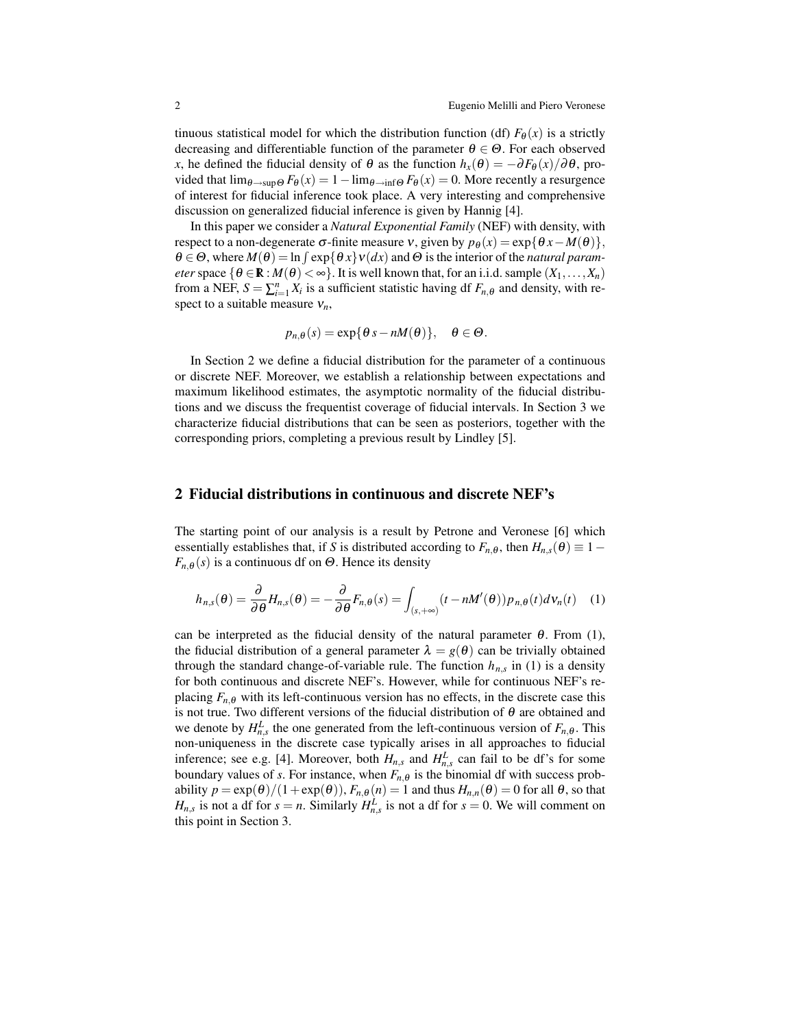tinuous statistical model for which the distribution function (df) $F_\theta(x)$ is a strictly decreasing and differentiable function of the parameter $\theta \in \Theta$. For each observed $x$, he defined the fiducial density of $\theta$ as the function $h_x(\theta) = -\partial F_\theta(x)/\partial\theta$, provided that $\lim_{\theta\to\sup\Theta} F_\theta(x) = 1 - \lim_{\theta\to\inf\Theta} F_\theta(x) = 0$. More recently a resurgence of interest for fiducial inference took place. A very interesting and comprehensive discussion on generalized fiducial inference is given by Hannig [4].

In this paper we consider a *Natural Exponential Family* (NEF) with density, with respect to a non-degenerate $\sigma$-finite measure $\nu$, given by $p_\theta(x) = \exp\{\theta x - M(\theta)\}$, $\theta \in \Theta$, where $M(\theta) = \ln\int \exp\{\theta x\}\nu(dx)$ and $\Theta$ is the interior of the *natural parameter* space $\{\theta \in \mathbb{R} : M(\theta) < \infty\}$. It is well known that, for an i.i.d. sample $(X_1,\ldots,X_n)$ from a NEF, $S = \sum_{i=1}^n X_i$ is a sufficient statistic having df $F_{n,\theta}$ and density, with respect to a suitable measure $\nu_n$,

$$p_{n,\theta}(s) = \exp\{\theta s - nM(\theta)\}, \quad \theta \in \Theta.$$

In Section 2 we define a fiducial distribution for the parameter of a continuous or discrete NEF. Moreover, we establish a relationship between expectations and maximum likelihood estimates, the asymptotic normality of the fiducial distributions and we discuss the frequentist coverage of fiducial intervals. In Section 3 we characterize fiducial distributions that can be seen as posteriors, together with the corresponding priors, completing a previous result by Lindley [5].

## 2 Fiducial distributions in continuous and discrete NEF's

The starting point of our analysis is a result by Petrone and Veronese [6] which essentially establishes that, if $S$ is distributed according to $F_{n,\theta}$, then $H_{n,s}(\theta) \equiv 1 - F_{n,\theta}(s)$ is a continuous df on $\Theta$. Hence its density

$$h_{n,s}(\theta) = \frac{\partial}{\partial\theta}H_{n,s}(\theta) = -\frac{\partial}{\partial\theta}F_{n,\theta}(s) = \int_{(s,+\infty)} (t - nM'(\theta))p_{n,\theta}(t)d\nu_n(t) \quad (1)$$

can be interpreted as the fiducial density of the natural parameter $\theta$. From (1), the fiducial distribution of a general parameter $\lambda = g(\theta)$ can be trivially obtained through the standard change-of-variable rule. The function $h_{n,s}$ in (1) is a density for both continuous and discrete NEF's. However, while for continuous NEF's replacing $F_{n,\theta}$ with its left-continuous version has no effects, in the discrete case this is not true. Two different versions of the fiducial distribution of $\theta$ are obtained and we denote by $H^L_{n,s}$ the one generated from the left-continuous version of $F_{n,\theta}$. This non-uniqueness in the discrete case typically arises in all approaches to fiducial inference; see e.g. [4]. Moreover, both $H_{n,s}$ and $H^L_{n,s}$ can fail to be df's for some boundary values of $s$. For instance, when $F_{n,\theta}$ is the binomial df with success probability $p = \exp(\theta)/(1+\exp(\theta))$, $F_{n,\theta}(n) = 1$ and thus $H_{n,n}(\theta) = 0$ for all $\theta$, so that $H_{n,s}$ is not a df for $s = n$. Similarly $H^L_{n,s}$ is not a df for $s = 0$. We will comment on this point in Section 3.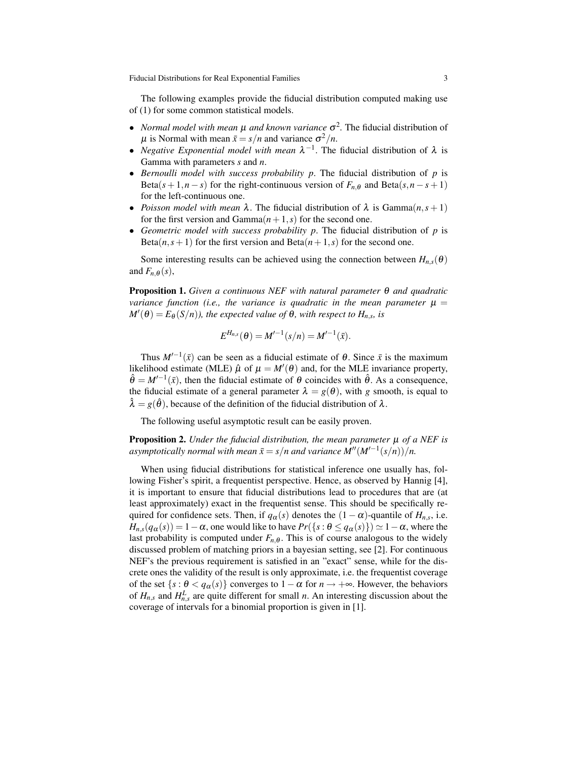The following examples provide the fiducial distribution computed making use of (1) for some common statistical models.

- *Normal model with mean $\mu$ and known variance $\sigma^2$.* The fiducial distribution of $\mu$ is Normal with mean $\bar{x} = s/n$ and variance $\sigma^2/n$.
- *Negative Exponential model with mean $\lambda^{-1}$.* The fiducial distribution of $\lambda$ is Gamma with parameters $s$ and $n$.
- *Bernoulli model with success probability $p$.* The fiducial distribution of $p$ is Beta$(s+1, n-s)$ for the right-continuous version of $F_{n,\theta}$ and Beta$(s, n-s+1)$ for the left-continuous one.
- *Poisson model with mean $\lambda$.* The fiducial distribution of $\lambda$ is Gamma$(n, s+1)$ for the first version and Gamma$(n+1, s)$ for the second one.
- *Geometric model with success probability $p$.* The fiducial distribution of $p$ is Beta$(n, s+1)$ for the first version and Beta$(n+1, s)$ for the second one.

Some interesting results can be achieved using the connection between $H_{n,s}(\theta)$ and $F_{n,\theta}(s)$,

**Proposition 1.** *Given a continuous NEF with natural parameter $\theta$ and quadratic variance function (i.e., the variance is quadratic in the mean parameter $\mu = M'(\theta) = E_\theta(S/n)$), the expected value of $\theta$, with respect to $H_{n,s}$, is*

$$E^{H_{n,s}}(\theta) = M'^{-1}(s/n) = M'^{-1}(\bar{x}).$$

Thus $M'^{-1}(\bar{x})$ can be seen as a fiducial estimate of $\theta$. Since $\bar{x}$ is the maximum likelihood estimate (MLE) $\hat{\mu}$ of $\mu = M'(\theta)$ and, for the MLE invariance property, $\hat{\theta} = M'^{-1}(\bar{x})$, then the fiducial estimate of $\theta$ coincides with $\hat{\theta}$. As a consequence, the fiducial estimate of a general parameter $\lambda = g(\theta)$, with $g$ smooth, is equal to $\hat{\lambda} = g(\hat{\theta})$, because of the definition of the fiducial distribution of $\lambda$.

The following useful asymptotic result can be easily proven.

**Proposition 2.** *Under the fiducial distribution, the mean parameter $\mu$ of a NEF is asymptotically normal with mean $\bar{x} = s/n$ and variance $M''(M'^{-1}(s/n))/n$.*

When using fiducial distributions for statistical inference one usually has, following Fisher's spirit, a frequentist perspective. Hence, as observed by Hannig [4], it is important to ensure that fiducial distributions lead to procedures that are (at least approximately) exact in the frequentist sense. This should be specifically required for confidence sets. Then, if $q_\alpha(s)$ denotes the $(1-\alpha)$-quantile of $H_{n,s}$, i.e. $H_{n,s}(q_\alpha(s)) = 1-\alpha$, one would like to have $Pr(\{s : \theta \leq q_\alpha(s)\}) \simeq 1-\alpha$, where the last probability is computed under $F_{n,\theta}$. This is of course analogous to the widely discussed problem of matching priors in a bayesian setting, see [2]. For continuous NEF's the previous requirement is satisfied in an "exact" sense, while for the discrete ones the validity of the result is only approximate, i.e. the frequentist coverage of the set $\{s : \theta < q_\alpha(s)\}$ converges to $1-\alpha$ for $n \to +\infty$. However, the behaviors of $H_{n,s}$ and $H^L_{n,s}$ are quite different for small $n$. An interesting discussion about the coverage of intervals for a binomial proportion is given in [1].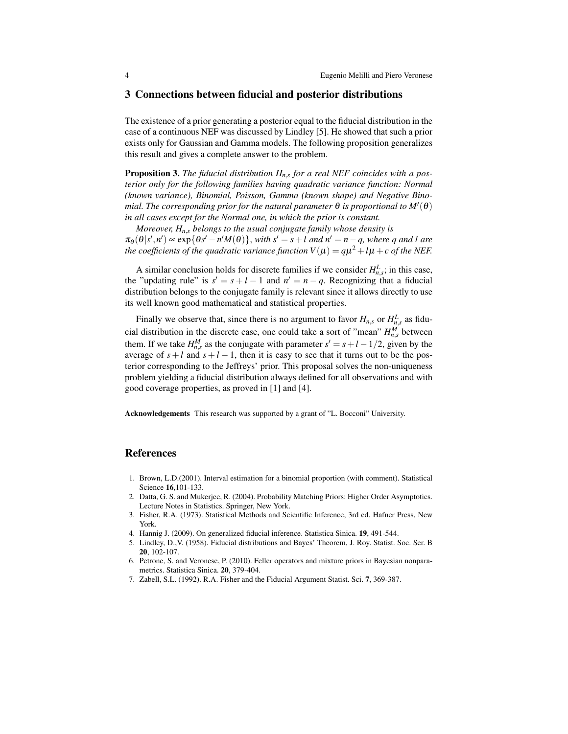## 3 Connections between fiducial and posterior distributions

The existence of a prior generating a posterior equal to the fiducial distribution in the case of a continuous NEF was discussed by Lindley [5]. He showed that such a prior exists only for Gaussian and Gamma models. The following proposition generalizes this result and gives a complete answer to the problem.

**Proposition 3.** *The fiducial distribution $H_{n,s}$ for a real NEF coincides with a posterior only for the following families having quadratic variance function: Normal (known variance), Binomial, Poisson, Gamma (known shape) and Negative Binomial. The corresponding prior for the natural parameter $\theta$ is proportional to $M'(\theta)$ in all cases except for the Normal one, in which the prior is constant.*

*Moreover, $H_{n,s}$ belongs to the usual conjugate family whose density is $\pi_\theta(\theta|s',n') \propto \exp\{\theta s' - n'M(\theta)\}$, with $s' = s + l$ and $n' = n - q$, where $q$ and $l$ are the coefficients of the quadratic variance function $V(\mu) = q\mu^2 + l\mu + c$ of the NEF.*

A similar conclusion holds for discrete families if we consider $H^L_{n,s}$; in this case, the "updating rule" is $s' = s + l - 1$ and $n' = n - q$. Recognizing that a fiducial distribution belongs to the conjugate family is relevant since it allows directly to use its well known good mathematical and statistical properties.

Finally we observe that, since there is no argument to favor $H_{n,s}$ or $H^L_{n,s}$ as fiducial distribution in the discrete case, one could take a sort of "mean" $H^M_{n,s}$ between them. If we take $H^M_{n,s}$ as the conjugate with parameter $s' = s + l - 1/2$, given by the average of $s + l$ and $s + l - 1$, then it is easy to see that it turns out to be the posterior corresponding to the Jeffreys' prior. This proposal solves the non-uniqueness problem yielding a fiducial distribution always defined for all observations and with good coverage properties, as proved in [1] and [4].

**Acknowledgements** This research was supported by a grant of "L. Bocconi" University.

## References

1. Brown, L.D.(2001). Interval estimation for a binomial proportion (with comment). Statistical Science **16**,101-133.
2. Datta, G. S. and Mukerjee, R. (2004). Probability Matching Priors: Higher Order Asymptotics. Lecture Notes in Statistics. Springer, New York.
3. Fisher, R.A. (1973). Statistical Methods and Scientific Inference, 3rd ed. Hafner Press, New York.
4. Hannig J. (2009). On generalized fiducial inference. Statistica Sinica. **19**, 491-544.
5. Lindley, D.,V. (1958). Fiducial distributions and Bayes' Theorem, J. Roy. Statist. Soc. Ser. B **20**, 102-107.
6. Petrone, S. and Veronese, P. (2010). Feller operators and mixture priors in Bayesian nonparametrics. Statistica Sinica. **20**, 379-404.
7. Zabell, S.L. (1992). R.A. Fisher and the Fiducial Argument Statist. Sci. **7**, 369-387.